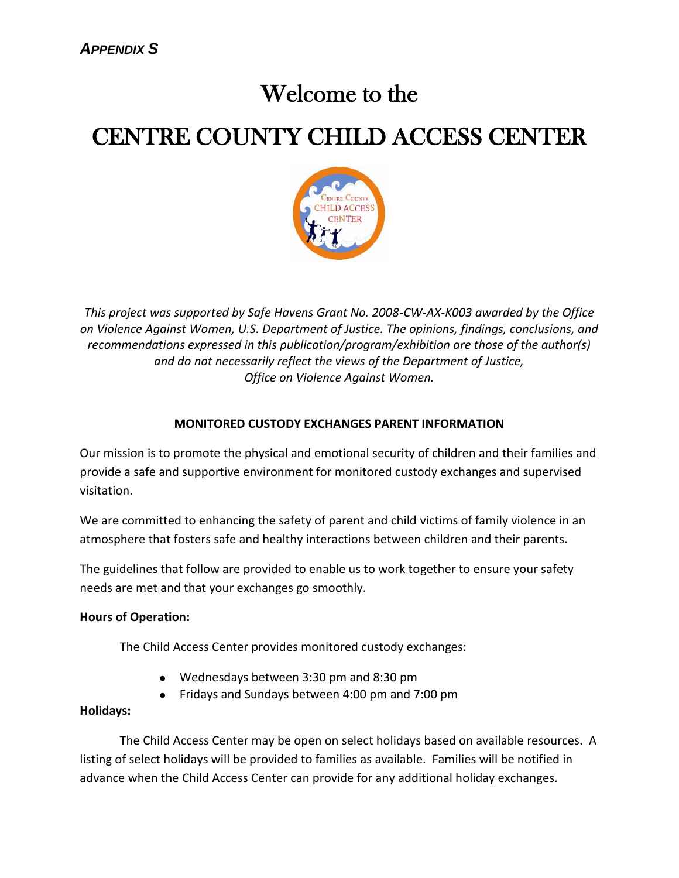***APPENDIX S***

# Welcome to the

# CENTRE COUNTY CHILD ACCESS CENTER

*This project was supported by Safe Havens Grant No. 2008-CW-AX-K003 awarded by the Office on Violence Against Women, U.S. Department of Justice. The opinions, findings, conclusions, and recommendations expressed in this publication/program/exhibition are those of the author(s) and do not necessarily reflect the views of the Department of Justice, Office on Violence Against Women.*

**MONITORED CUSTODY EXCHANGES PARENT INFORMATION**

Our mission is to promote the physical and emotional security of children and their families and provide a safe and supportive environment for monitored custody exchanges and supervised visitation.

We are committed to enhancing the safety of parent and child victims of family violence in an atmosphere that fosters safe and healthy interactions between children and their parents.

The guidelines that follow are provided to enable us to work together to ensure your safety needs are met and that your exchanges go smoothly.

**Hours of Operation:**

The Child Access Center provides monitored custody exchanges:

- Wednesdays between 3:30 pm and 8:30 pm
- Fridays and Sundays between 4:00 pm and 7:00 pm

**Holidays:**

The Child Access Center may be open on select holidays based on available resources. A listing of select holidays will be provided to families as available. Families will be notified in advance when the Child Access Center can provide for any additional holiday exchanges.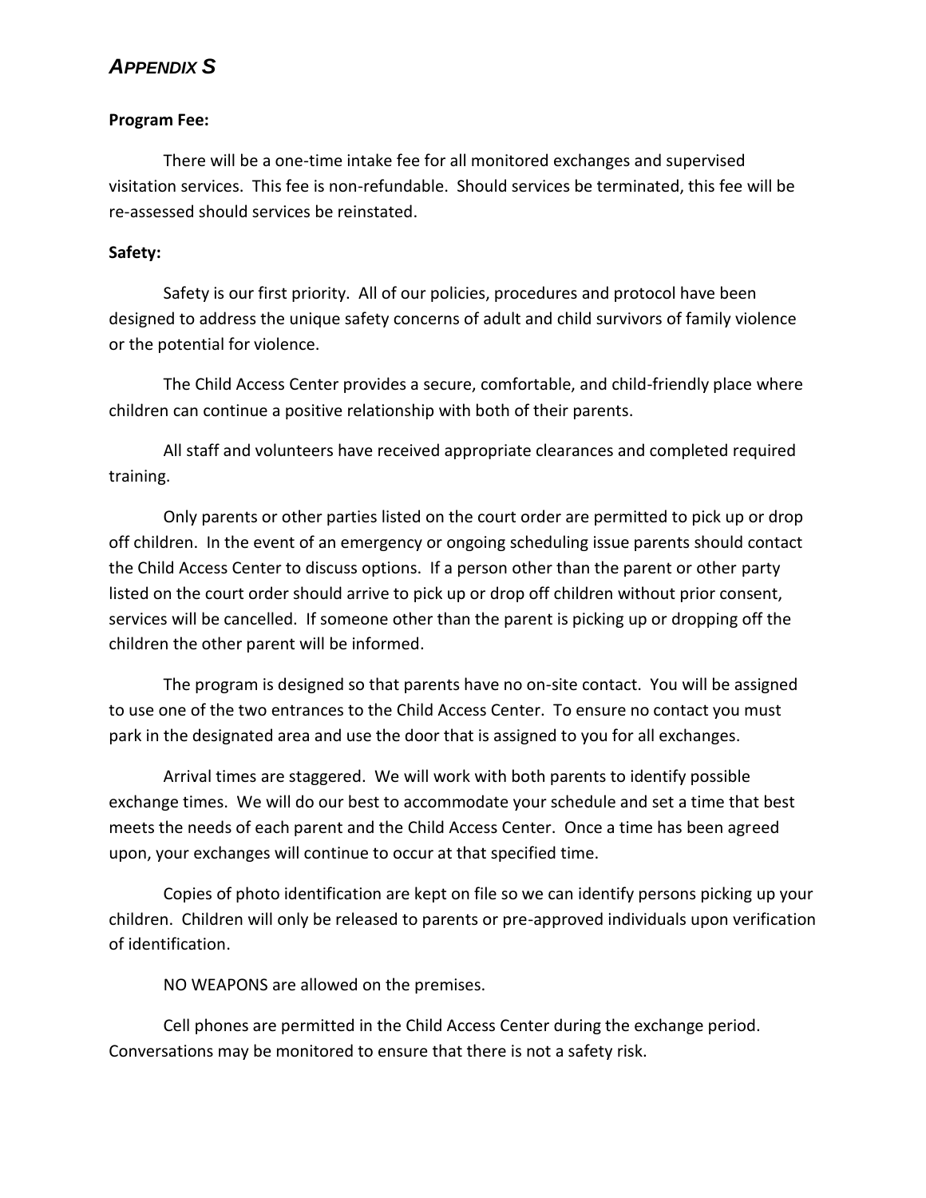# *Appendix S*

**Program Fee:**

There will be a one-time intake fee for all monitored exchanges and supervised visitation services. This fee is non-refundable. Should services be terminated, this fee will be re-assessed should services be reinstated.

**Safety:**

Safety is our first priority. All of our policies, procedures and protocol have been designed to address the unique safety concerns of adult and child survivors of family violence or the potential for violence.

The Child Access Center provides a secure, comfortable, and child-friendly place where children can continue a positive relationship with both of their parents.

All staff and volunteers have received appropriate clearances and completed required training.

Only parents or other parties listed on the court order are permitted to pick up or drop off children. In the event of an emergency or ongoing scheduling issue parents should contact the Child Access Center to discuss options. If a person other than the parent or other party listed on the court order should arrive to pick up or drop off children without prior consent, services will be cancelled. If someone other than the parent is picking up or dropping off the children the other parent will be informed.

The program is designed so that parents have no on-site contact. You will be assigned to use one of the two entrances to the Child Access Center. To ensure no contact you must park in the designated area and use the door that is assigned to you for all exchanges.

Arrival times are staggered. We will work with both parents to identify possible exchange times. We will do our best to accommodate your schedule and set a time that best meets the needs of each parent and the Child Access Center. Once a time has been agreed upon, your exchanges will continue to occur at that specified time.

Copies of photo identification are kept on file so we can identify persons picking up your children. Children will only be released to parents or pre-approved individuals upon verification of identification.

NO WEAPONS are allowed on the premises.

Cell phones are permitted in the Child Access Center during the exchange period. Conversations may be monitored to ensure that there is not a safety risk.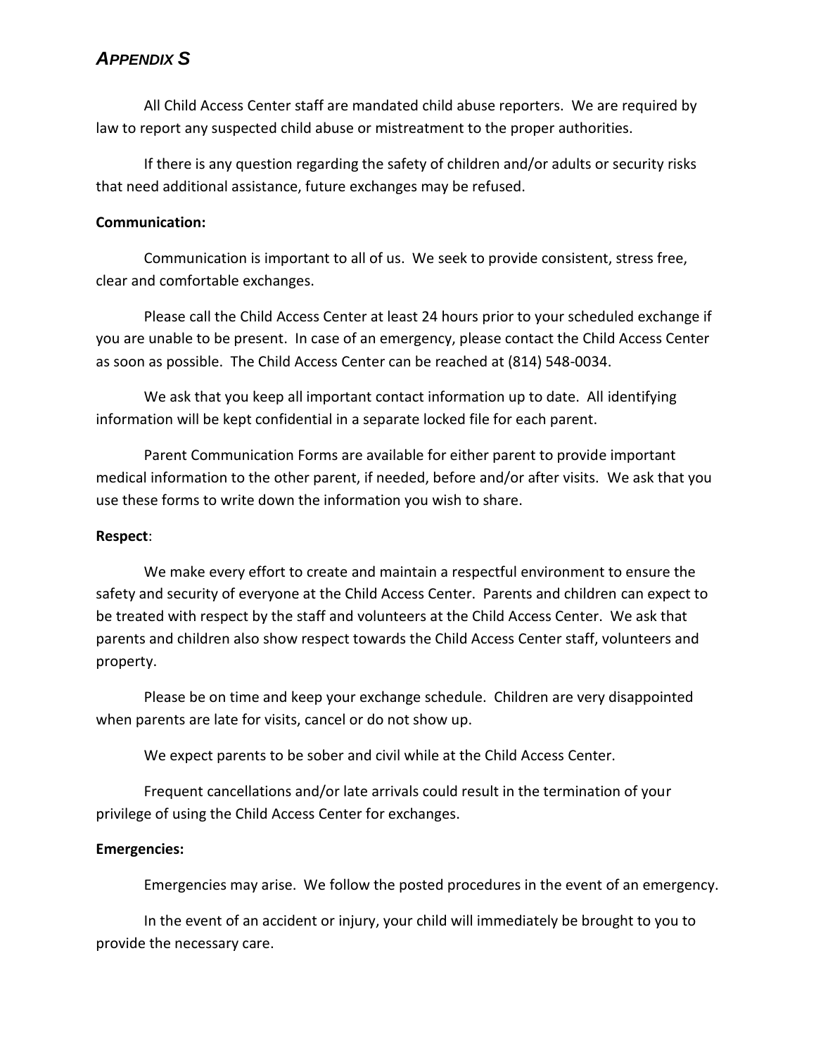## *Appendix S*

All Child Access Center staff are mandated child abuse reporters. We are required by law to report any suspected child abuse or mistreatment to the proper authorities.

If there is any question regarding the safety of children and/or adults or security risks that need additional assistance, future exchanges may be refused.

**Communication:**

Communication is important to all of us. We seek to provide consistent, stress free, clear and comfortable exchanges.

Please call the Child Access Center at least 24 hours prior to your scheduled exchange if you are unable to be present. In case of an emergency, please contact the Child Access Center as soon as possible. The Child Access Center can be reached at (814) 548-0034.

We ask that you keep all important contact information up to date. All identifying information will be kept confidential in a separate locked file for each parent.

Parent Communication Forms are available for either parent to provide important medical information to the other parent, if needed, before and/or after visits. We ask that you use these forms to write down the information you wish to share.

**Respect**:

We make every effort to create and maintain a respectful environment to ensure the safety and security of everyone at the Child Access Center. Parents and children can expect to be treated with respect by the staff and volunteers at the Child Access Center. We ask that parents and children also show respect towards the Child Access Center staff, volunteers and property.

Please be on time and keep your exchange schedule. Children are very disappointed when parents are late for visits, cancel or do not show up.

We expect parents to be sober and civil while at the Child Access Center.

Frequent cancellations and/or late arrivals could result in the termination of your privilege of using the Child Access Center for exchanges.

**Emergencies:**

Emergencies may arise. We follow the posted procedures in the event of an emergency.

In the event of an accident or injury, your child will immediately be brought to you to provide the necessary care.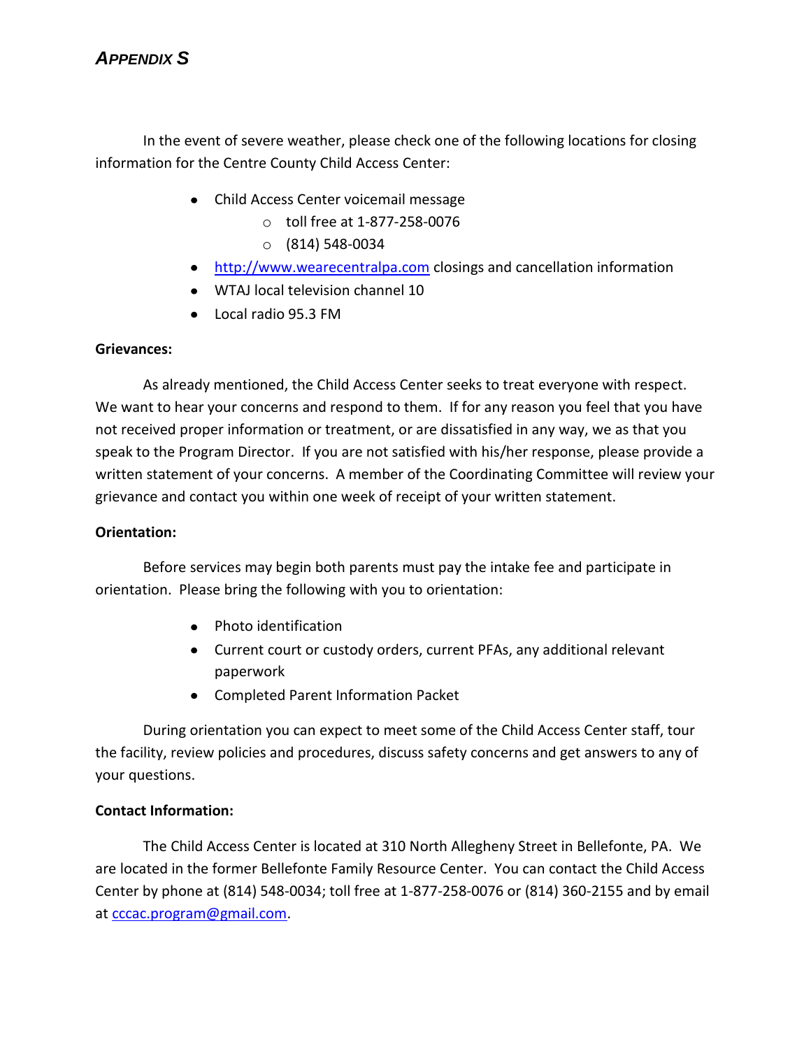***APPENDIX S***

In the event of severe weather, please check one of the following locations for closing information for the Centre County Child Access Center:

- Child Access Center voicemail message
  - toll free at 1-877-258-0076
  - (814) 548-0034
- http://www.wearecentralpa.com closings and cancellation information
- WTAJ local television channel 10
- Local radio 95.3 FM

**Grievances:**

As already mentioned, the Child Access Center seeks to treat everyone with respect. We want to hear your concerns and respond to them. If for any reason you feel that you have not received proper information or treatment, or are dissatisfied in any way, we as that you speak to the Program Director. If you are not satisfied with his/her response, please provide a written statement of your concerns. A member of the Coordinating Committee will review your grievance and contact you within one week of receipt of your written statement.

**Orientation:**

Before services may begin both parents must pay the intake fee and participate in orientation. Please bring the following with you to orientation:

- Photo identification
- Current court or custody orders, current PFAs, any additional relevant paperwork
- Completed Parent Information Packet

During orientation you can expect to meet some of the Child Access Center staff, tour the facility, review policies and procedures, discuss safety concerns and get answers to any of your questions.

**Contact Information:**

The Child Access Center is located at 310 North Allegheny Street in Bellefonte, PA. We are located in the former Bellefonte Family Resource Center. You can contact the Child Access Center by phone at (814) 548-0034; toll free at 1-877-258-0076 or (814) 360-2155 and by email at cccac.program@gmail.com.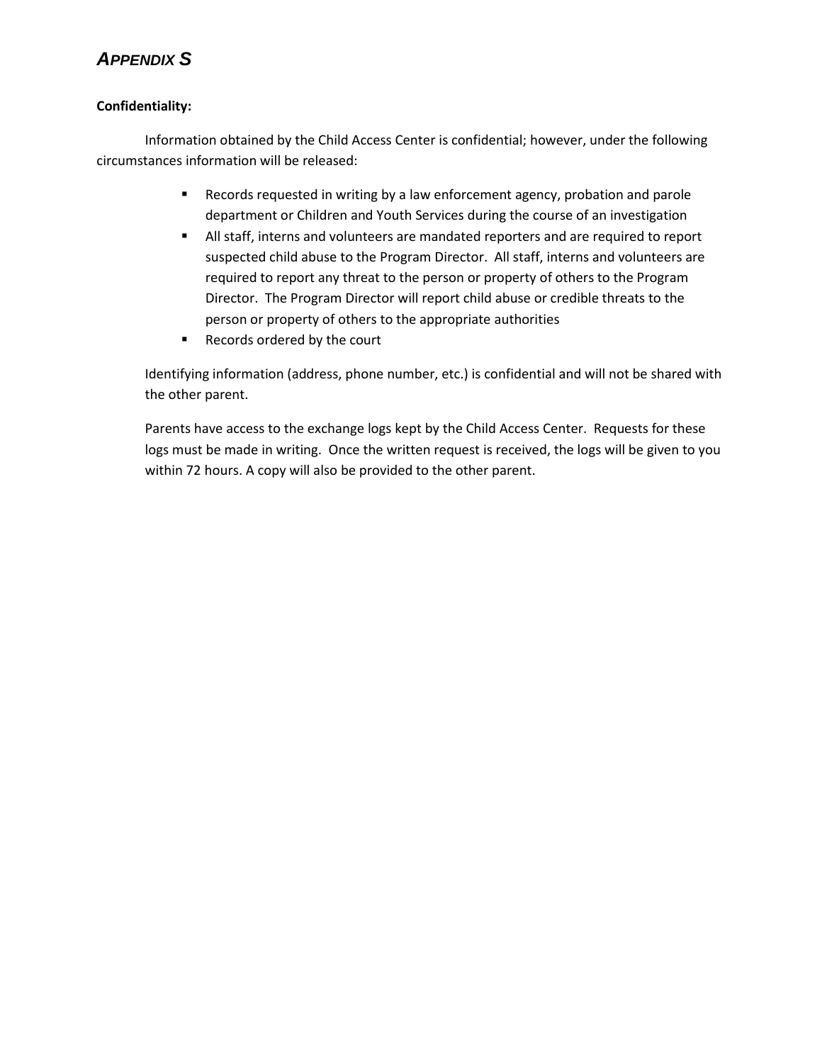# *Appendix S*

**Confidentiality:**

Information obtained by the Child Access Center is confidential; however, under the following circumstances information will be released:

- Records requested in writing by a law enforcement agency, probation and parole department or Children and Youth Services during the course of an investigation
- All staff, interns and volunteers are mandated reporters and are required to report suspected child abuse to the Program Director. All staff, interns and volunteers are required to report any threat to the person or property of others to the Program Director. The Program Director will report child abuse or credible threats to the person or property of others to the appropriate authorities
- Records ordered by the court

Identifying information (address, phone number, etc.) is confidential and will not be shared with the other parent.

Parents have access to the exchange logs kept by the Child Access Center. Requests for these logs must be made in writing. Once the written request is received, the logs will be given to you within 72 hours. A copy will also be provided to the other parent.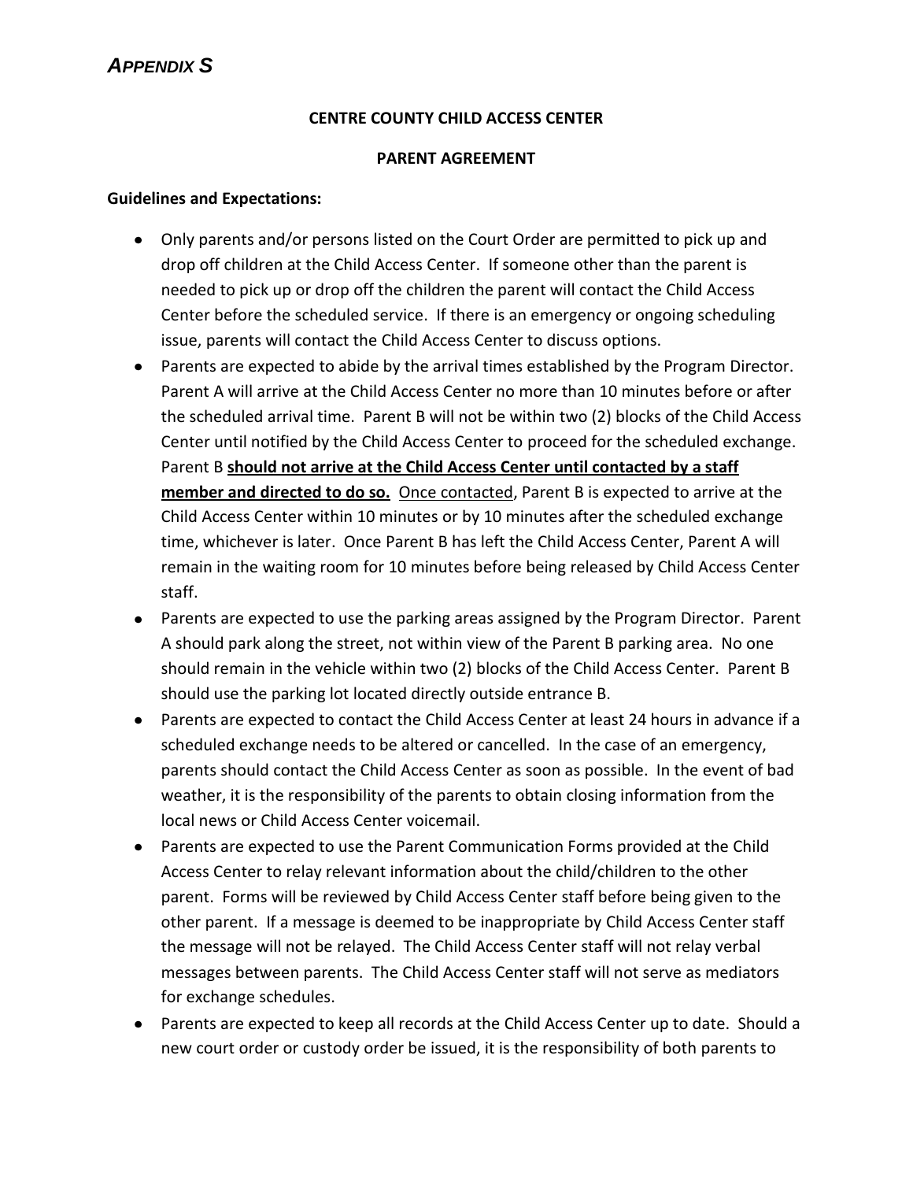# *APPENDIX S*

**CENTRE COUNTY CHILD ACCESS CENTER**

**PARENT AGREEMENT**

**Guidelines and Expectations:**

- Only parents and/or persons listed on the Court Order are permitted to pick up and drop off children at the Child Access Center. If someone other than the parent is needed to pick up or drop off the children the parent will contact the Child Access Center before the scheduled service. If there is an emergency or ongoing scheduling issue, parents will contact the Child Access Center to discuss options.
- Parents are expected to abide by the arrival times established by the Program Director. Parent A will arrive at the Child Access Center no more than 10 minutes before or after the scheduled arrival time. Parent B will not be within two (2) blocks of the Child Access Center until notified by the Child Access Center to proceed for the scheduled exchange. Parent B <u>**should not arrive at the Child Access Center until contacted by a staff member and directed to do so.**</u> <u>Once contacted</u>, Parent B is expected to arrive at the Child Access Center within 10 minutes or by 10 minutes after the scheduled exchange time, whichever is later. Once Parent B has left the Child Access Center, Parent A will remain in the waiting room for 10 minutes before being released by Child Access Center staff.
- Parents are expected to use the parking areas assigned by the Program Director. Parent A should park along the street, not within view of the Parent B parking area. No one should remain in the vehicle within two (2) blocks of the Child Access Center. Parent B should use the parking lot located directly outside entrance B.
- Parents are expected to contact the Child Access Center at least 24 hours in advance if a scheduled exchange needs to be altered or cancelled. In the case of an emergency, parents should contact the Child Access Center as soon as possible. In the event of bad weather, it is the responsibility of the parents to obtain closing information from the local news or Child Access Center voicemail.
- Parents are expected to use the Parent Communication Forms provided at the Child Access Center to relay relevant information about the child/children to the other parent. Forms will be reviewed by Child Access Center staff before being given to the other parent. If a message is deemed to be inappropriate by Child Access Center staff the message will not be relayed. The Child Access Center staff will not relay verbal messages between parents. The Child Access Center staff will not serve as mediators for exchange schedules.
- Parents are expected to keep all records at the Child Access Center up to date. Should a new court order or custody order be issued, it is the responsibility of both parents to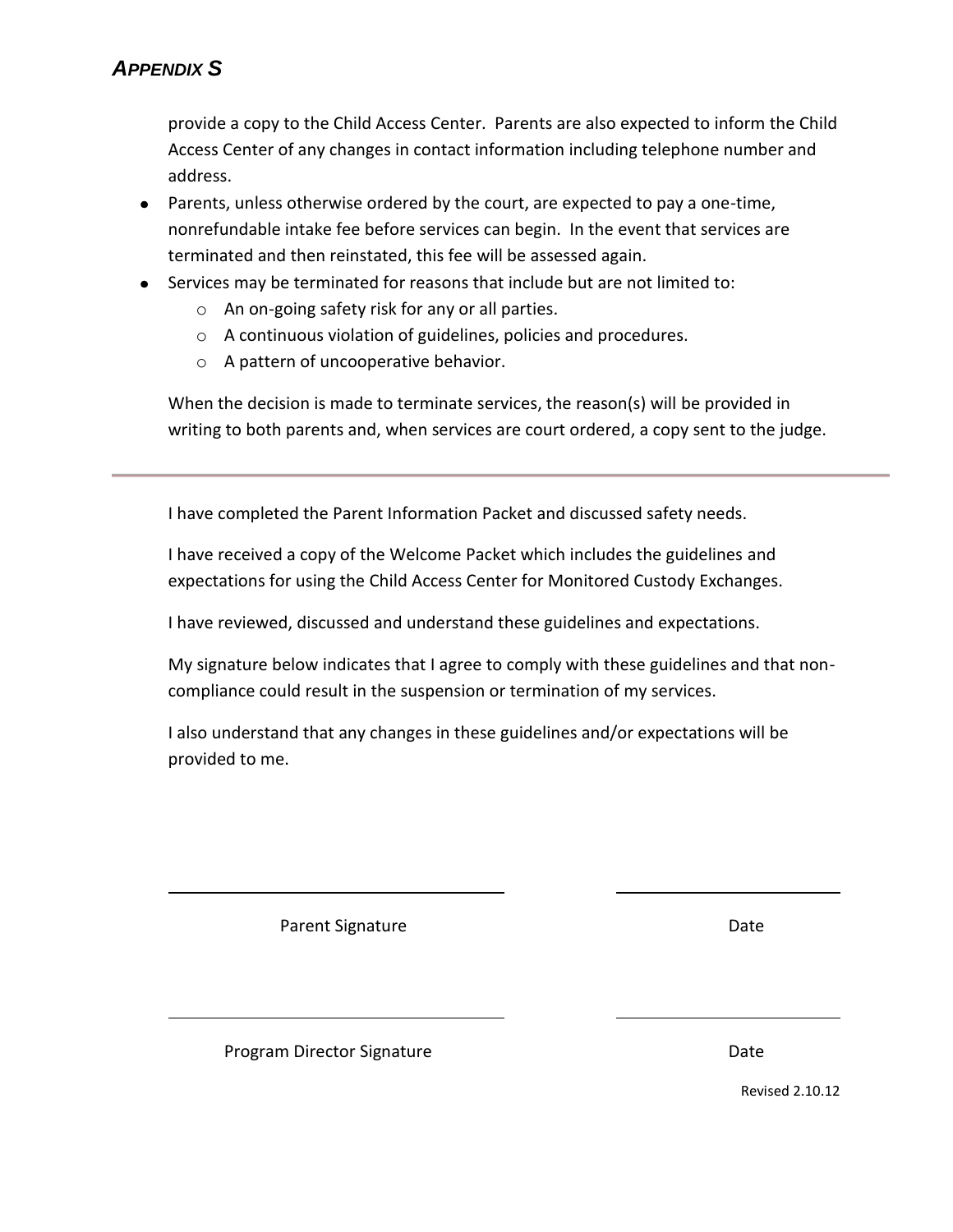provide a copy to the Child Access Center. Parents are also expected to inform the Child Access Center of any changes in contact information including telephone number and address.

- Parents, unless otherwise ordered by the court, are expected to pay a one-time, nonrefundable intake fee before services can begin. In the event that services are terminated and then reinstated, this fee will be assessed again.
- Services may be terminated for reasons that include but are not limited to:
  - An on-going safety risk for any or all parties.
  - A continuous violation of guidelines, policies and procedures.
  - A pattern of uncooperative behavior.

When the decision is made to terminate services, the reason(s) will be provided in writing to both parents and, when services are court ordered, a copy sent to the judge.

---

I have completed the Parent Information Packet and discussed safety needs.

I have received a copy of the Welcome Packet which includes the guidelines and expectations for using the Child Access Center for Monitored Custody Exchanges.

I have reviewed, discussed and understand these guidelines and expectations.

My signature below indicates that I agree to comply with these guidelines and that non-compliance could result in the suspension or termination of my services.

I also understand that any changes in these guidelines and/or expectations will be provided to me.

______________________________ ______________

Parent Signature Date

______________________________ ______________

Program Director Signature Date

Revised 2.10.12